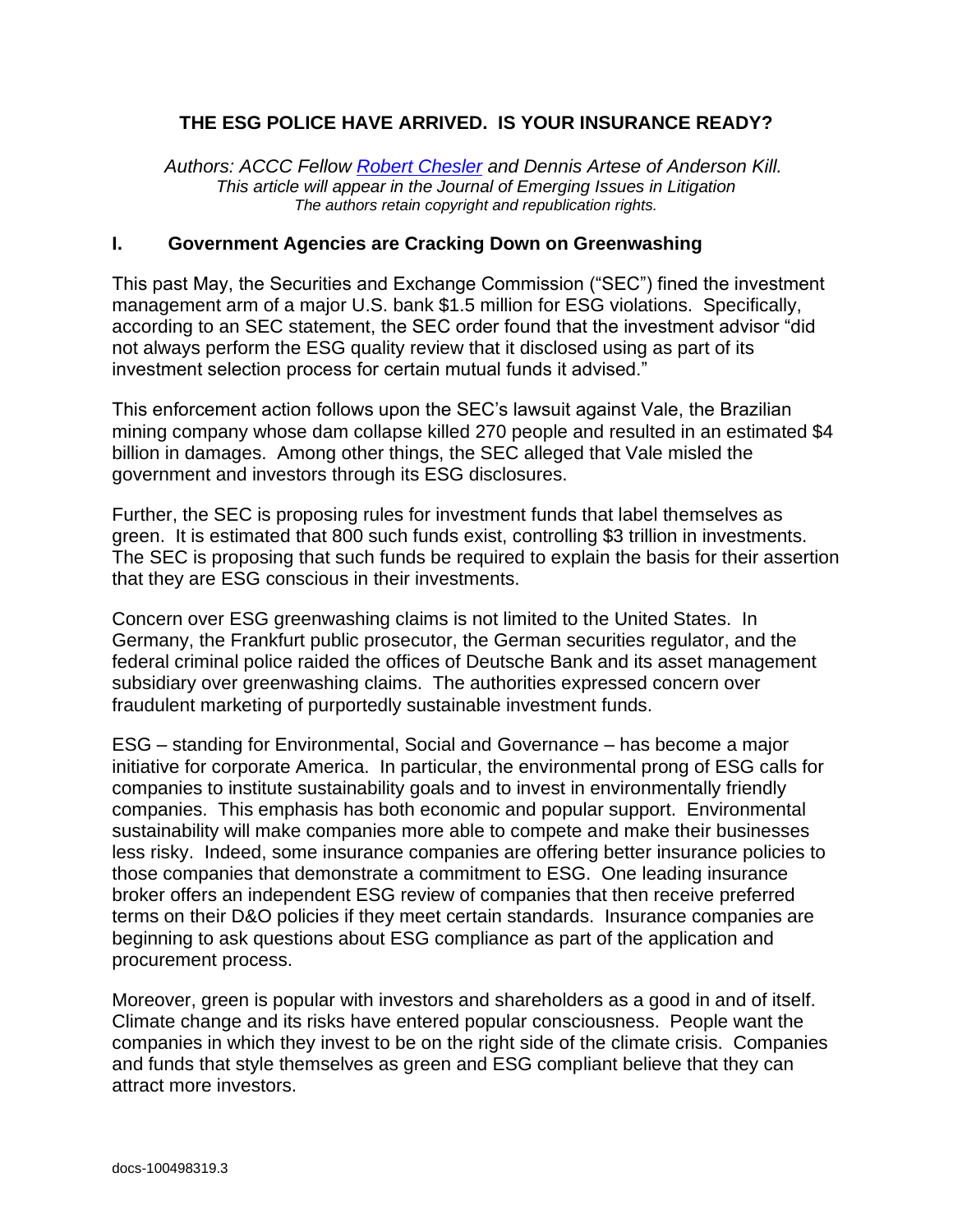# THE ESG POLICE HAVE ARRIVED. IS YOUR INSURANCE READY?

*Authors: ACCC Fellow [Robert Chesler] and Dennis Artese of Anderson Kill.*
*This article will appear in the Journal of Emerging Issues in Litigation*
*The authors retain copyright and republication rights.*

## I. Government Agencies are Cracking Down on Greenwashing

This past May, the Securities and Exchange Commission ("SEC") fined the investment management arm of a major U.S. bank $1.5 million for ESG violations. Specifically, according to an SEC statement, the SEC order found that the investment advisor "did not always perform the ESG quality review that it disclosed using as part of its investment selection process for certain mutual funds it advised."

This enforcement action follows upon the SEC's lawsuit against Vale, the Brazilian mining company whose dam collapse killed 270 people and resulted in an estimated $4 billion in damages. Among other things, the SEC alleged that Vale misled the government and investors through its ESG disclosures.

Further, the SEC is proposing rules for investment funds that label themselves as green. It is estimated that 800 such funds exist, controlling $3 trillion in investments. The SEC is proposing that such funds be required to explain the basis for their assertion that they are ESG conscious in their investments.

Concern over ESG greenwashing claims is not limited to the United States. In Germany, the Frankfurt public prosecutor, the German securities regulator, and the federal criminal police raided the offices of Deutsche Bank and its asset management subsidiary over greenwashing claims. The authorities expressed concern over fraudulent marketing of purportedly sustainable investment funds.

ESG – standing for Environmental, Social and Governance – has become a major initiative for corporate America. In particular, the environmental prong of ESG calls for companies to institute sustainability goals and to invest in environmentally friendly companies. This emphasis has both economic and popular support. Environmental sustainability will make companies more able to compete and make their businesses less risky. Indeed, some insurance companies are offering better insurance policies to those companies that demonstrate a commitment to ESG. One leading insurance broker offers an independent ESG review of companies that then receive preferred terms on their D&O policies if they meet certain standards. Insurance companies are beginning to ask questions about ESG compliance as part of the application and procurement process.

Moreover, green is popular with investors and shareholders as a good in and of itself. Climate change and its risks have entered popular consciousness. People want the companies in which they invest to be on the right side of the climate crisis. Companies and funds that style themselves as green and ESG compliant believe that they can attract more investors.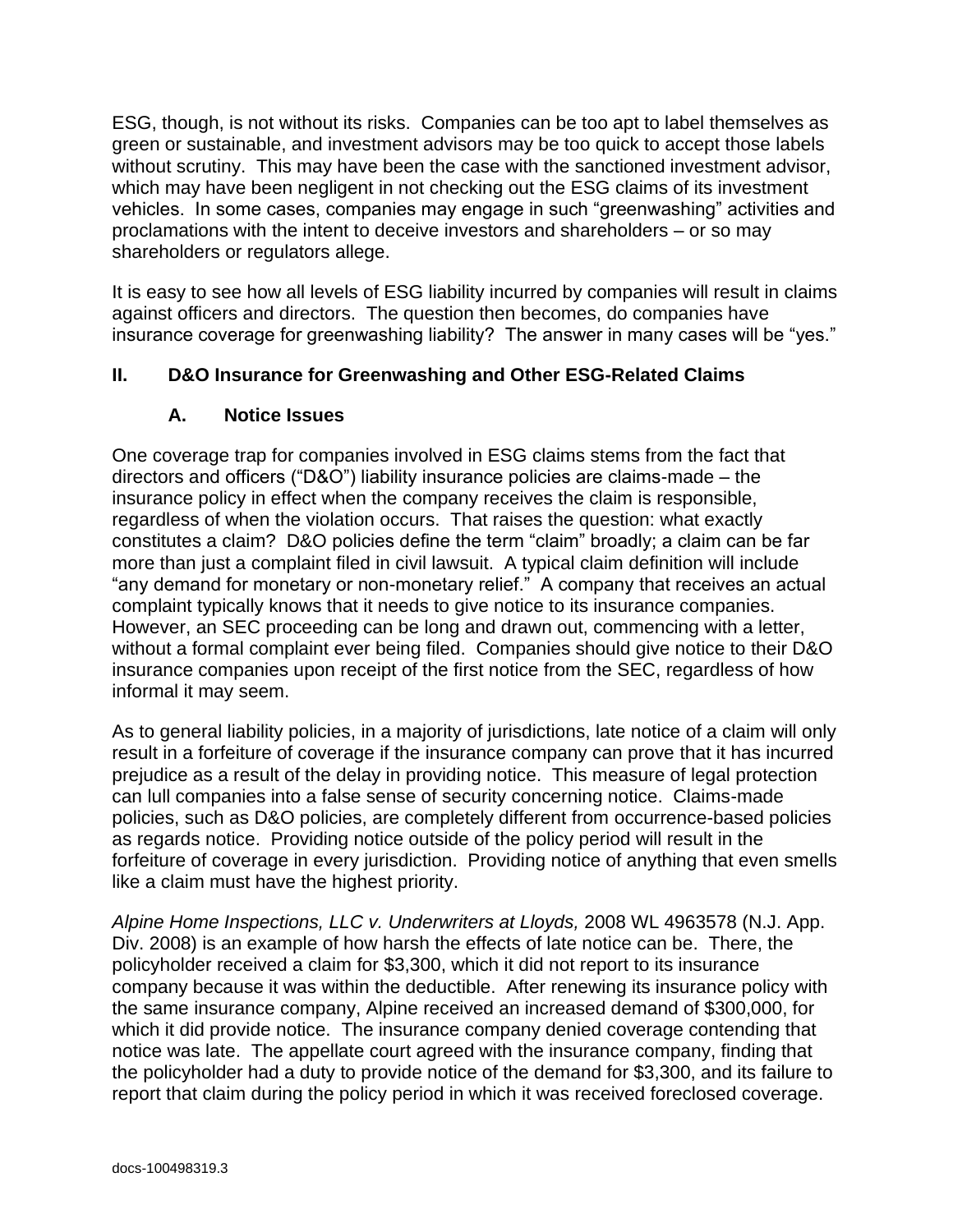ESG, though, is not without its risks. Companies can be too apt to label themselves as green or sustainable, and investment advisors may be too quick to accept those labels without scrutiny. This may have been the case with the sanctioned investment advisor, which may have been negligent in not checking out the ESG claims of its investment vehicles. In some cases, companies may engage in such "greenwashing" activities and proclamations with the intent to deceive investors and shareholders – or so may shareholders or regulators allege.

It is easy to see how all levels of ESG liability incurred by companies will result in claims against officers and directors. The question then becomes, do companies have insurance coverage for greenwashing liability? The answer in many cases will be "yes."

## II. D&O Insurance for Greenwashing and Other ESG-Related Claims

### A. Notice Issues

One coverage trap for companies involved in ESG claims stems from the fact that directors and officers ("D&O") liability insurance policies are claims-made – the insurance policy in effect when the company receives the claim is responsible, regardless of when the violation occurs. That raises the question: what exactly constitutes a claim? D&O policies define the term "claim" broadly; a claim can be far more than just a complaint filed in civil lawsuit. A typical claim definition will include "any demand for monetary or non-monetary relief." A company that receives an actual complaint typically knows that it needs to give notice to its insurance companies. However, an SEC proceeding can be long and drawn out, commencing with a letter, without a formal complaint ever being filed. Companies should give notice to their D&O insurance companies upon receipt of the first notice from the SEC, regardless of how informal it may seem.

As to general liability policies, in a majority of jurisdictions, late notice of a claim will only result in a forfeiture of coverage if the insurance company can prove that it has incurred prejudice as a result of the delay in providing notice. This measure of legal protection can lull companies into a false sense of security concerning notice. Claims-made policies, such as D&O policies, are completely different from occurrence-based policies as regards notice. Providing notice outside of the policy period will result in the forfeiture of coverage in every jurisdiction. Providing notice of anything that even smells like a claim must have the highest priority.

*Alpine Home Inspections, LLC v. Underwriters at Lloyds,* 2008 WL 4963578 (N.J. App. Div. 2008) is an example of how harsh the effects of late notice can be. There, the policyholder received a claim for $3,300, which it did not report to its insurance company because it was within the deductible. After renewing its insurance policy with the same insurance company, Alpine received an increased demand of $300,000, for which it did provide notice. The insurance company denied coverage contending that notice was late. The appellate court agreed with the insurance company, finding that the policyholder had a duty to provide notice of the demand for $3,300, and its failure to report that claim during the policy period in which it was received foreclosed coverage.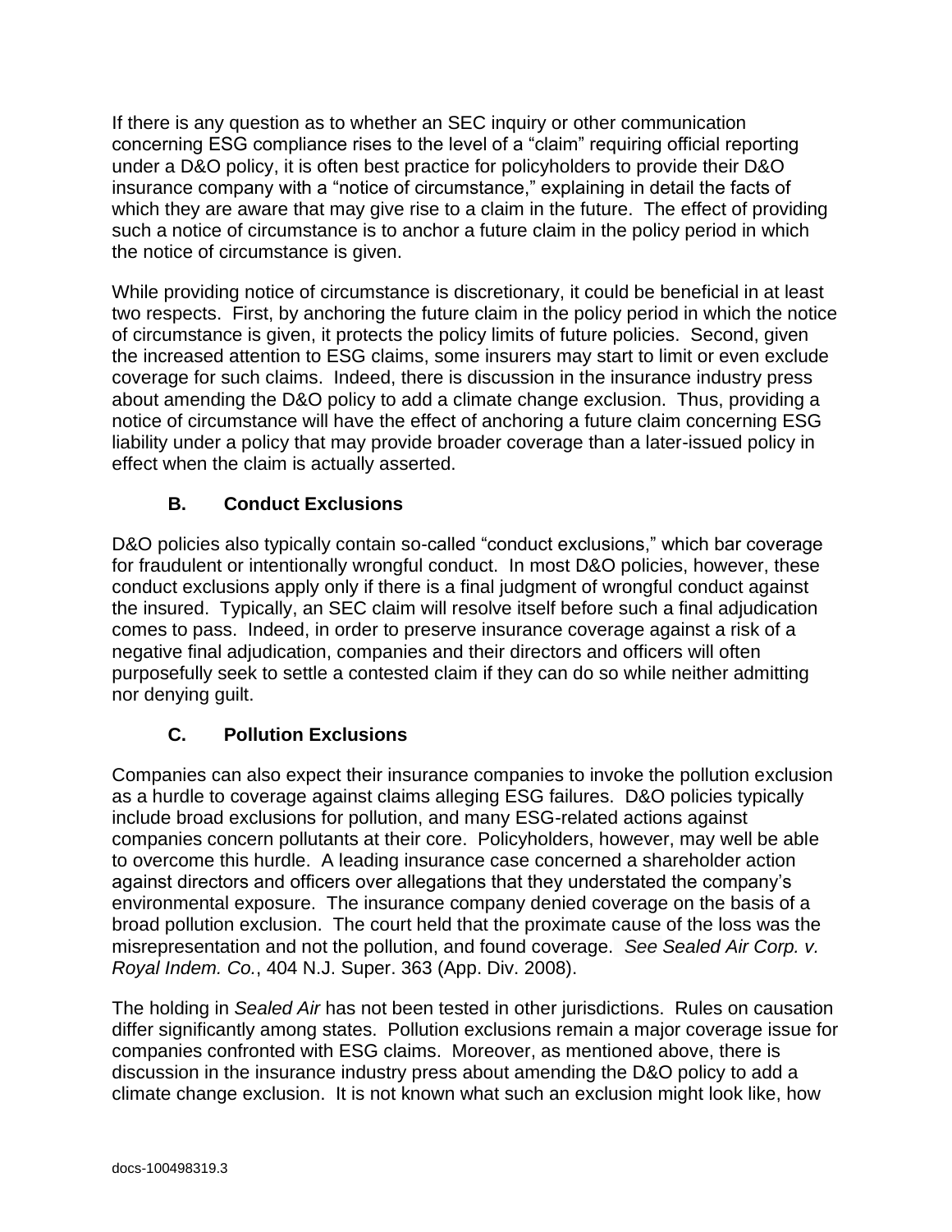If there is any question as to whether an SEC inquiry or other communication concerning ESG compliance rises to the level of a "claim" requiring official reporting under a D&O policy, it is often best practice for policyholders to provide their D&O insurance company with a "notice of circumstance," explaining in detail the facts of which they are aware that may give rise to a claim in the future. The effect of providing such a notice of circumstance is to anchor a future claim in the policy period in which the notice of circumstance is given.

While providing notice of circumstance is discretionary, it could be beneficial in at least two respects. First, by anchoring the future claim in the policy period in which the notice of circumstance is given, it protects the policy limits of future policies. Second, given the increased attention to ESG claims, some insurers may start to limit or even exclude coverage for such claims. Indeed, there is discussion in the insurance industry press about amending the D&O policy to add a climate change exclusion. Thus, providing a notice of circumstance will have the effect of anchoring a future claim concerning ESG liability under a policy that may provide broader coverage than a later-issued policy in effect when the claim is actually asserted.

### B. Conduct Exclusions

D&O policies also typically contain so-called "conduct exclusions," which bar coverage for fraudulent or intentionally wrongful conduct. In most D&O policies, however, these conduct exclusions apply only if there is a final judgment of wrongful conduct against the insured. Typically, an SEC claim will resolve itself before such a final adjudication comes to pass. Indeed, in order to preserve insurance coverage against a risk of a negative final adjudication, companies and their directors and officers will often purposefully seek to settle a contested claim if they can do so while neither admitting nor denying guilt.

### C. Pollution Exclusions

Companies can also expect their insurance companies to invoke the pollution exclusion as a hurdle to coverage against claims alleging ESG failures. D&O policies typically include broad exclusions for pollution, and many ESG-related actions against companies concern pollutants at their core. Policyholders, however, may well be able to overcome this hurdle. A leading insurance case concerned a shareholder action against directors and officers over allegations that they understated the company's environmental exposure. The insurance company denied coverage on the basis of a broad pollution exclusion. The court held that the proximate cause of the loss was the misrepresentation and not the pollution, and found coverage. *See Sealed Air Corp. v. Royal Indem. Co.*, 404 N.J. Super. 363 (App. Div. 2008).

The holding in *Sealed Air* has not been tested in other jurisdictions. Rules on causation differ significantly among states. Pollution exclusions remain a major coverage issue for companies confronted with ESG claims. Moreover, as mentioned above, there is discussion in the insurance industry press about amending the D&O policy to add a climate change exclusion. It is not known what such an exclusion might look like, how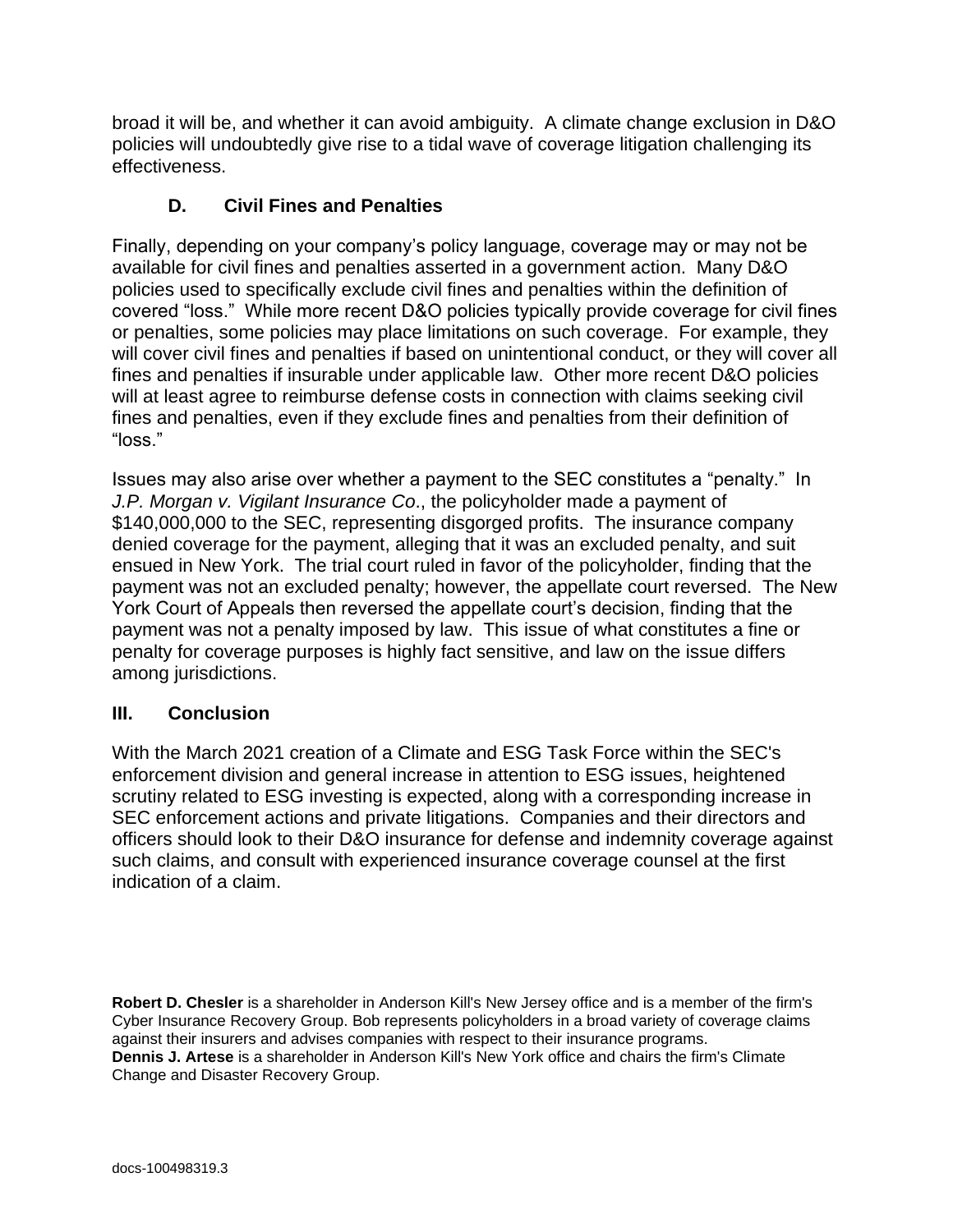broad it will be, and whether it can avoid ambiguity. A climate change exclusion in D&O policies will undoubtedly give rise to a tidal wave of coverage litigation challenging its effectiveness.

### D. Civil Fines and Penalties

Finally, depending on your company's policy language, coverage may or may not be available for civil fines and penalties asserted in a government action. Many D&O policies used to specifically exclude civil fines and penalties within the definition of covered "loss." While more recent D&O policies typically provide coverage for civil fines or penalties, some policies may place limitations on such coverage. For example, they will cover civil fines and penalties if based on unintentional conduct, or they will cover all fines and penalties if insurable under applicable law. Other more recent D&O policies will at least agree to reimburse defense costs in connection with claims seeking civil fines and penalties, even if they exclude fines and penalties from their definition of "loss."

Issues may also arise over whether a payment to the SEC constitutes a "penalty." In *J.P. Morgan v. Vigilant Insurance Co*., the policyholder made a payment of $140,000,000 to the SEC, representing disgorged profits. The insurance company denied coverage for the payment, alleging that it was an excluded penalty, and suit ensued in New York. The trial court ruled in favor of the policyholder, finding that the payment was not an excluded penalty; however, the appellate court reversed. The New York Court of Appeals then reversed the appellate court's decision, finding that the payment was not a penalty imposed by law. This issue of what constitutes a fine or penalty for coverage purposes is highly fact sensitive, and law on the issue differs among jurisdictions.

## III. Conclusion

With the March 2021 creation of a Climate and ESG Task Force within the SEC's enforcement division and general increase in attention to ESG issues, heightened scrutiny related to ESG investing is expected, along with a corresponding increase in SEC enforcement actions and private litigations. Companies and their directors and officers should look to their D&O insurance for defense and indemnity coverage against such claims, and consult with experienced insurance coverage counsel at the first indication of a claim.

**Robert D. Chesler** is a shareholder in Anderson Kill's New Jersey office and is a member of the firm's Cyber Insurance Recovery Group. Bob represents policyholders in a broad variety of coverage claims against their insurers and advises companies with respect to their insurance programs.
**Dennis J. Artese** is a shareholder in Anderson Kill's New York office and chairs the firm's Climate Change and Disaster Recovery Group.

docs-100498319.3